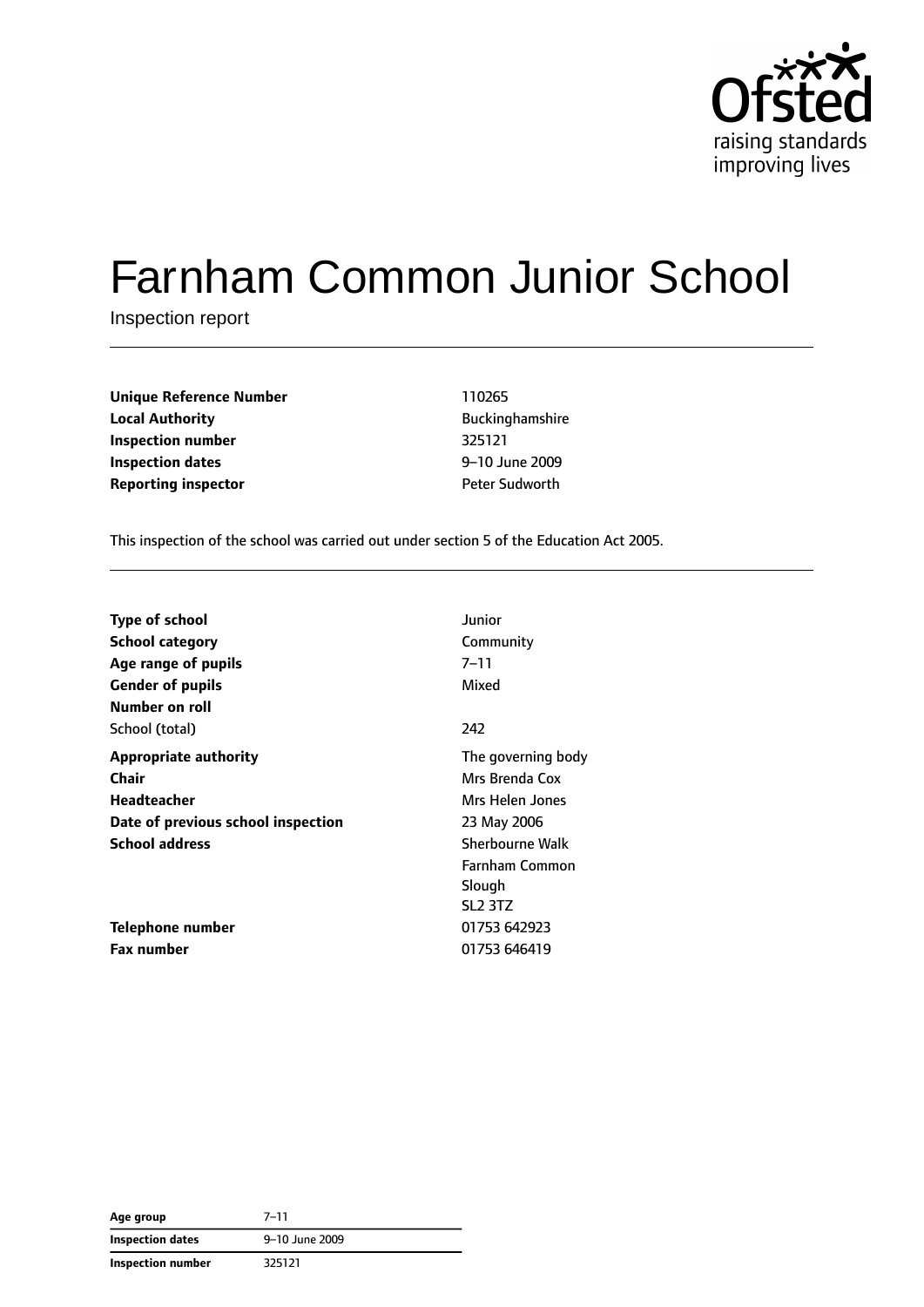# Farnham Common Junior School

Inspection report

| | |
|---|---|
| **Unique Reference Number** | 110265 |
| **Local Authority** | Buckinghamshire |
| **Inspection number** | 325121 |
| **Inspection dates** | 9–10 June 2009 |
| **Reporting inspector** | Peter Sudworth |

This inspection of the school was carried out under section 5 of the Education Act 2005.

| | |
|---|---|
| **Type of school** | Junior |
| **School category** | Community |
| **Age range of pupils** | 7–11 |
| **Gender of pupils** | Mixed |
| **Number on roll** | |
| School (total) | 242 |
| **Appropriate authority** | The governing body |
| **Chair** | Mrs Brenda Cox |
| **Headteacher** | Mrs Helen Jones |
| **Date of previous school inspection** | 23 May 2006 |
| **School address** | Sherbourne Walk<br>Farnham Common<br>Slough<br>SL2 3TZ |
| **Telephone number** | 01753 642923 |
| **Fax number** | 01753 646419 |

| | |
|---|---|
| **Age group** | 7–11 |
| **Inspection dates** | 9–10 June 2009 |
| **Inspection number** | 325121 |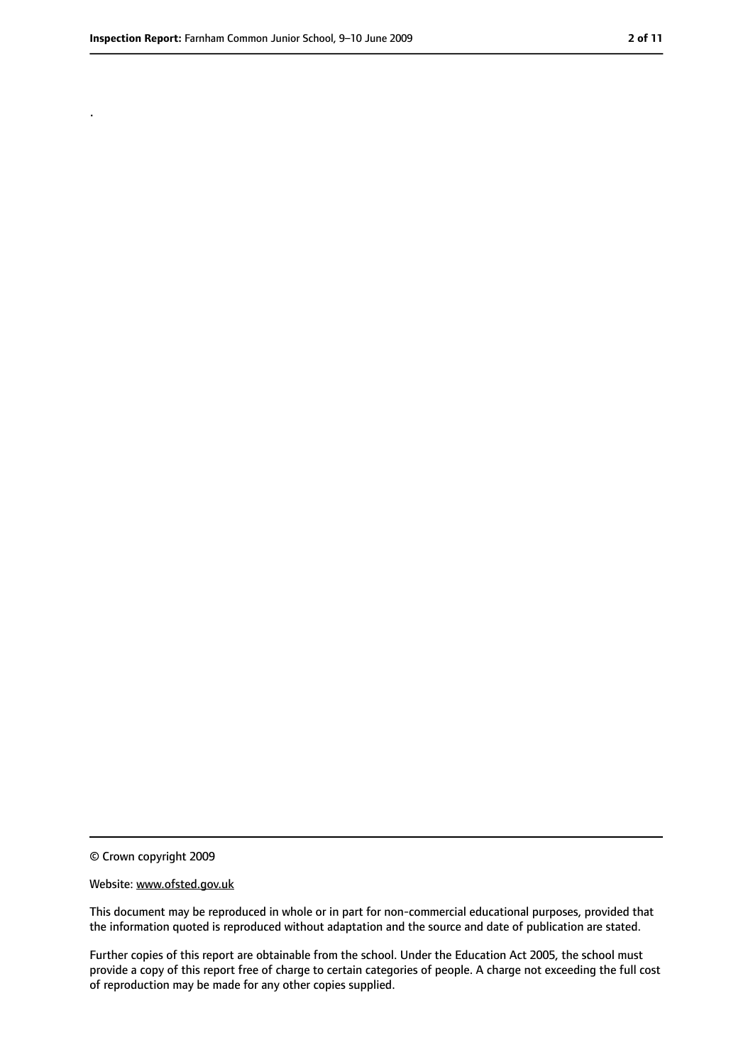.

© Crown copyright 2009

Website: www.ofsted.gov.uk

This document may be reproduced in whole or in part for non-commercial educational purposes, provided that the information quoted is reproduced without adaptation and the source and date of publication are stated.

Further copies of this report are obtainable from the school. Under the Education Act 2005, the school must provide a copy of this report free of charge to certain categories of people. A charge not exceeding the full cost of reproduction may be made for any other copies supplied.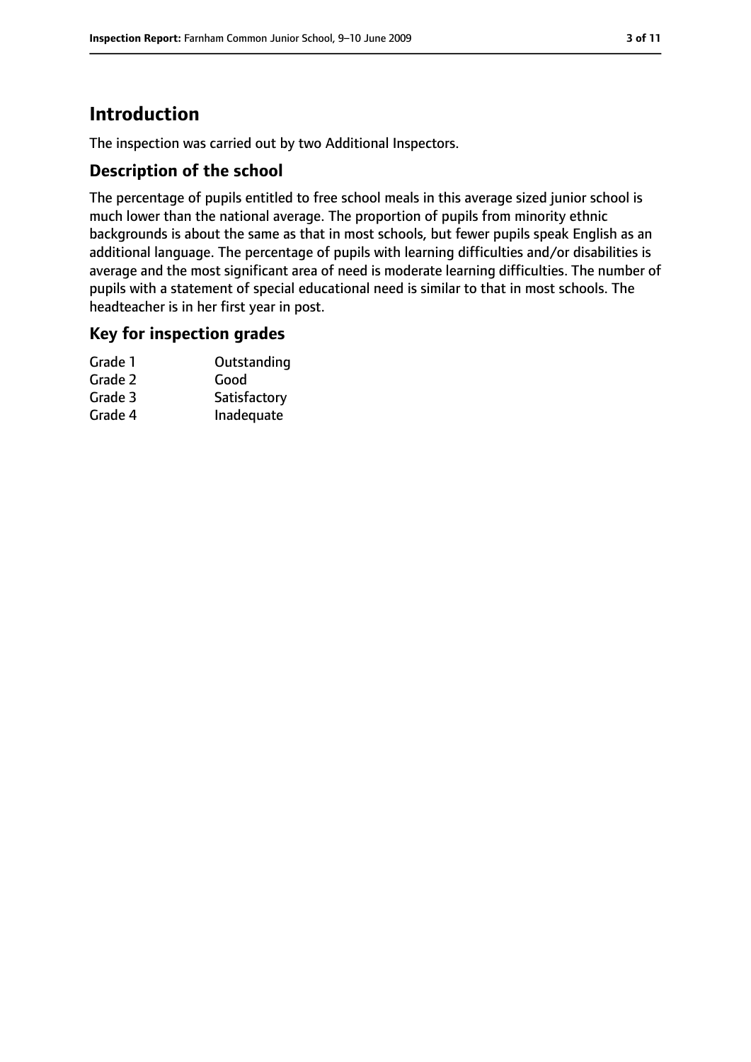# Introduction

The inspection was carried out by two Additional Inspectors.

## Description of the school

The percentage of pupils entitled to free school meals in this average sized junior school is much lower than the national average. The proportion of pupils from minority ethnic backgrounds is about the same as that in most schools, but fewer pupils speak English as an additional language. The percentage of pupils with learning difficulties and/or disabilities is average and the most significant area of need is moderate learning difficulties. The number of pupils with a statement of special educational need is similar to that in most schools. The headteacher is in her first year in post.

## Key for inspection grades

| | |
|---|---|
| Grade 1 | Outstanding |
| Grade 2 | Good |
| Grade 3 | Satisfactory |
| Grade 4 | Inadequate |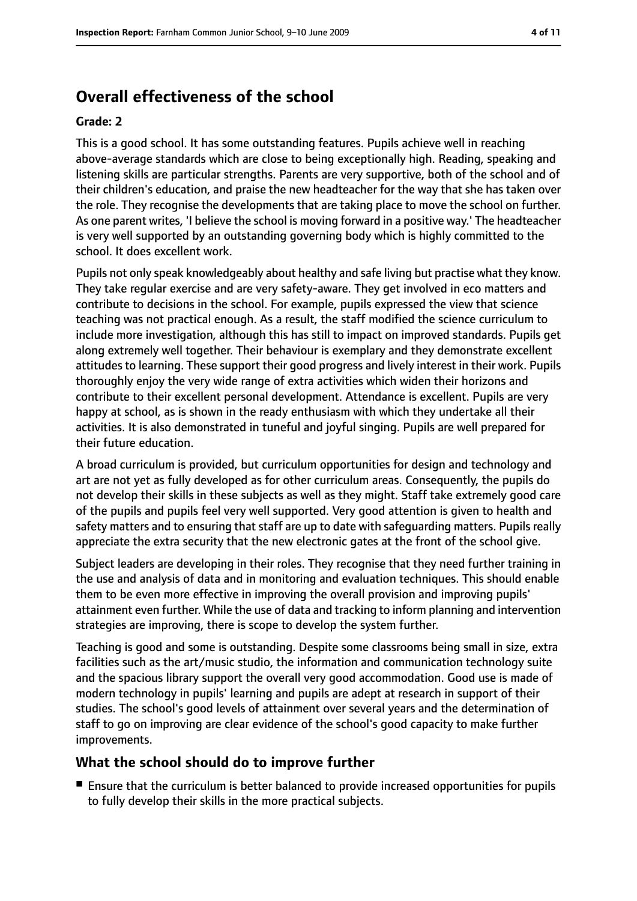## Overall effectiveness of the school

### Grade: 2

This is a good school. It has some outstanding features. Pupils achieve well in reaching above-average standards which are close to being exceptionally high. Reading, speaking and listening skills are particular strengths. Parents are very supportive, both of the school and of their children's education, and praise the new headteacher for the way that she has taken over the role. They recognise the developments that are taking place to move the school on further. As one parent writes, 'I believe the school is moving forward in a positive way.' The headteacher is very well supported by an outstanding governing body which is highly committed to the school. It does excellent work.

Pupils not only speak knowledgeably about healthy and safe living but practise what they know. They take regular exercise and are very safety-aware. They get involved in eco matters and contribute to decisions in the school. For example, pupils expressed the view that science teaching was not practical enough. As a result, the staff modified the science curriculum to include more investigation, although this has still to impact on improved standards. Pupils get along extremely well together. Their behaviour is exemplary and they demonstrate excellent attitudes to learning. These support their good progress and lively interest in their work. Pupils thoroughly enjoy the very wide range of extra activities which widen their horizons and contribute to their excellent personal development. Attendance is excellent. Pupils are very happy at school, as is shown in the ready enthusiasm with which they undertake all their activities. It is also demonstrated in tuneful and joyful singing. Pupils are well prepared for their future education.

A broad curriculum is provided, but curriculum opportunities for design and technology and art are not yet as fully developed as for other curriculum areas. Consequently, the pupils do not develop their skills in these subjects as well as they might. Staff take extremely good care of the pupils and pupils feel very well supported. Very good attention is given to health and safety matters and to ensuring that staff are up to date with safeguarding matters. Pupils really appreciate the extra security that the new electronic gates at the front of the school give.

Subject leaders are developing in their roles. They recognise that they need further training in the use and analysis of data and in monitoring and evaluation techniques. This should enable them to be even more effective in improving the overall provision and improving pupils' attainment even further. While the use of data and tracking to inform planning and intervention strategies are improving, there is scope to develop the system further.

Teaching is good and some is outstanding. Despite some classrooms being small in size, extra facilities such as the art/music studio, the information and communication technology suite and the spacious library support the overall very good accommodation. Good use is made of modern technology in pupils' learning and pupils are adept at research in support of their studies. The school's good levels of attainment over several years and the determination of staff to go on improving are clear evidence of the school's good capacity to make further improvements.

## What the school should do to improve further

- Ensure that the curriculum is better balanced to provide increased opportunities for pupils to fully develop their skills in the more practical subjects.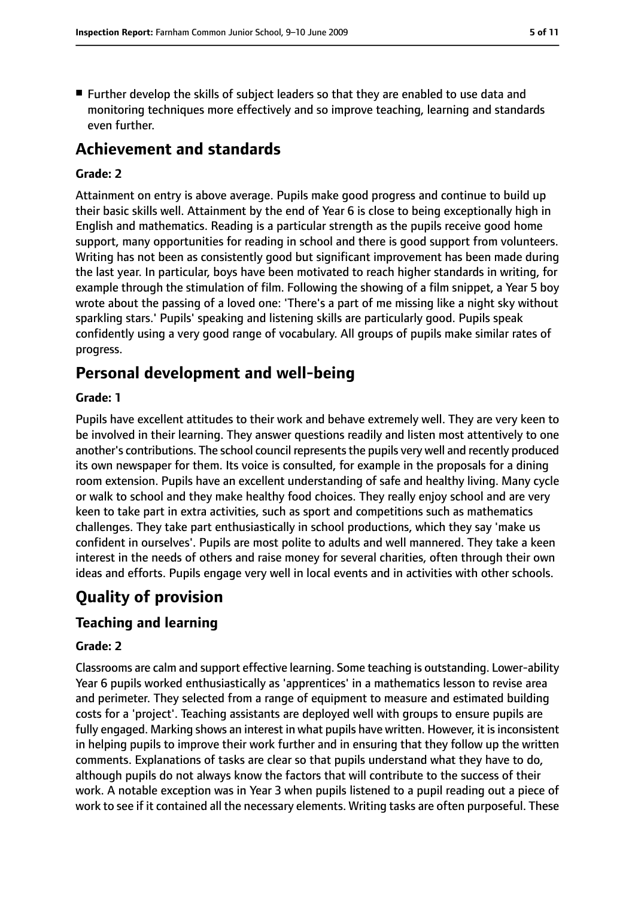- Further develop the skills of subject leaders so that they are enabled to use data and monitoring techniques more effectively and so improve teaching, learning and standards even further.

## Achievement and standards

### Grade: 2

Attainment on entry is above average. Pupils make good progress and continue to build up their basic skills well. Attainment by the end of Year 6 is close to being exceptionally high in English and mathematics. Reading is a particular strength as the pupils receive good home support, many opportunities for reading in school and there is good support from volunteers. Writing has not been as consistently good but significant improvement has been made during the last year. In particular, boys have been motivated to reach higher standards in writing, for example through the stimulation of film. Following the showing of a film snippet, a Year 5 boy wrote about the passing of a loved one: 'There's a part of me missing like a night sky without sparkling stars.' Pupils' speaking and listening skills are particularly good. Pupils speak confidently using a very good range of vocabulary. All groups of pupils make similar rates of progress.

## Personal development and well-being

### Grade: 1

Pupils have excellent attitudes to their work and behave extremely well. They are very keen to be involved in their learning. They answer questions readily and listen most attentively to one another's contributions. The school council represents the pupils very well and recently produced its own newspaper for them. Its voice is consulted, for example in the proposals for a dining room extension. Pupils have an excellent understanding of safe and healthy living. Many cycle or walk to school and they make healthy food choices. They really enjoy school and are very keen to take part in extra activities, such as sport and competitions such as mathematics challenges. They take part enthusiastically in school productions, which they say 'make us confident in ourselves'. Pupils are most polite to adults and well mannered. They take a keen interest in the needs of others and raise money for several charities, often through their own ideas and efforts. Pupils engage very well in local events and in activities with other schools.

# Quality of provision

## Teaching and learning

### Grade: 2

Classrooms are calm and support effective learning. Some teaching is outstanding. Lower-ability Year 6 pupils worked enthusiastically as 'apprentices' in a mathematics lesson to revise area and perimeter. They selected from a range of equipment to measure and estimated building costs for a 'project'. Teaching assistants are deployed well with groups to ensure pupils are fully engaged. Marking shows an interest in what pupils have written. However, it is inconsistent in helping pupils to improve their work further and in ensuring that they follow up the written comments. Explanations of tasks are clear so that pupils understand what they have to do, although pupils do not always know the factors that will contribute to the success of their work. A notable exception was in Year 3 when pupils listened to a pupil reading out a piece of work to see if it contained all the necessary elements. Writing tasks are often purposeful. These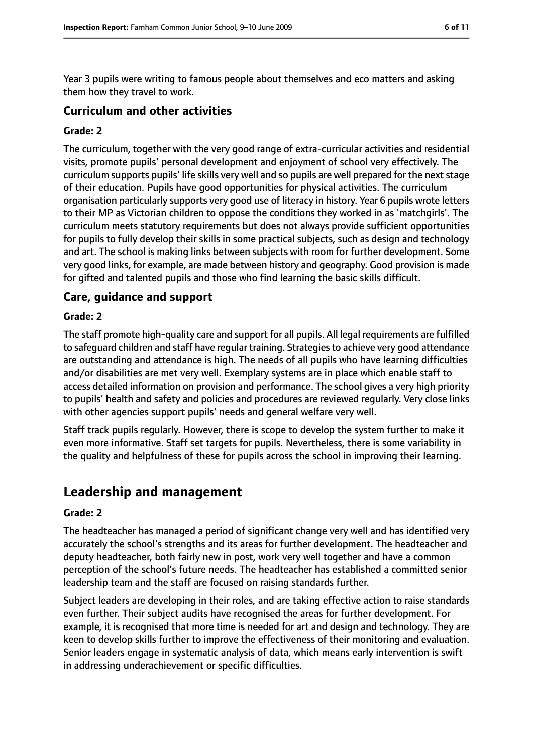Year 3 pupils were writing to famous people about themselves and eco matters and asking them how they travel to work.

### Curriculum and other activities

#### Grade: 2

The curriculum, together with the very good range of extra-curricular activities and residential visits, promote pupils' personal development and enjoyment of school very effectively. The curriculum supports pupils' life skills very well and so pupils are well prepared for the next stage of their education. Pupils have good opportunities for physical activities. The curriculum organisation particularly supports very good use of literacy in history. Year 6 pupils wrote letters to their MP as Victorian children to oppose the conditions they worked in as 'matchgirls'. The curriculum meets statutory requirements but does not always provide sufficient opportunities for pupils to fully develop their skills in some practical subjects, such as design and technology and art. The school is making links between subjects with room for further development. Some very good links, for example, are made between history and geography. Good provision is made for gifted and talented pupils and those who find learning the basic skills difficult.

### Care, guidance and support

#### Grade: 2

The staff promote high-quality care and support for all pupils. All legal requirements are fulfilled to safeguard children and staff have regular training. Strategies to achieve very good attendance are outstanding and attendance is high. The needs of all pupils who have learning difficulties and/or disabilities are met very well. Exemplary systems are in place which enable staff to access detailed information on provision and performance. The school gives a very high priority to pupils' health and safety and policies and procedures are reviewed regularly. Very close links with other agencies support pupils' needs and general welfare very well.

Staff track pupils regularly. However, there is scope to develop the system further to make it even more informative. Staff set targets for pupils. Nevertheless, there is some variability in the quality and helpfulness of these for pupils across the school in improving their learning.

## Leadership and management

#### Grade: 2

The headteacher has managed a period of significant change very well and has identified very accurately the school's strengths and its areas for further development. The headteacher and deputy headteacher, both fairly new in post, work very well together and have a common perception of the school's future needs. The headteacher has established a committed senior leadership team and the staff are focused on raising standards further.

Subject leaders are developing in their roles, and are taking effective action to raise standards even further. Their subject audits have recognised the areas for further development. For example, it is recognised that more time is needed for art and design and technology. They are keen to develop skills further to improve the effectiveness of their monitoring and evaluation. Senior leaders engage in systematic analysis of data, which means early intervention is swift in addressing underachievement or specific difficulties.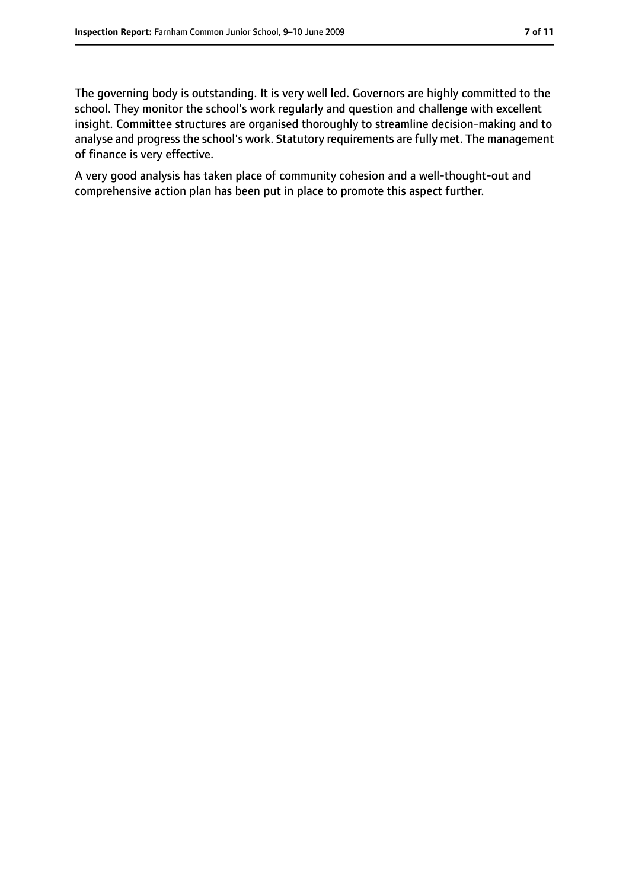The governing body is outstanding. It is very well led. Governors are highly committed to the school. They monitor the school's work regularly and question and challenge with excellent insight. Committee structures are organised thoroughly to streamline decision-making and to analyse and progress the school's work. Statutory requirements are fully met. The management of finance is very effective.

A very good analysis has taken place of community cohesion and a well-thought-out and comprehensive action plan has been put in place to promote this aspect further.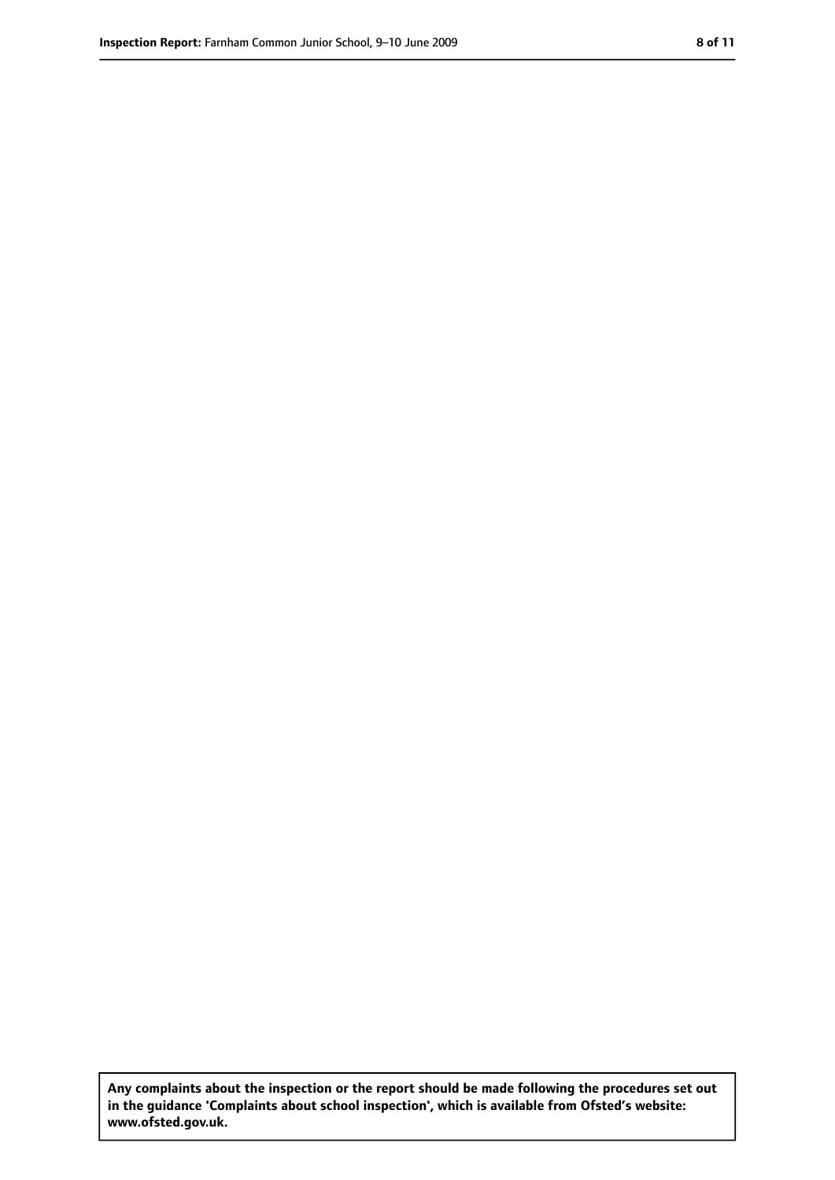**Any complaints about the inspection or the report should be made following the procedures set out in the guidance 'Complaints about school inspection', which is available from Ofsted's website: www.ofsted.gov.uk.**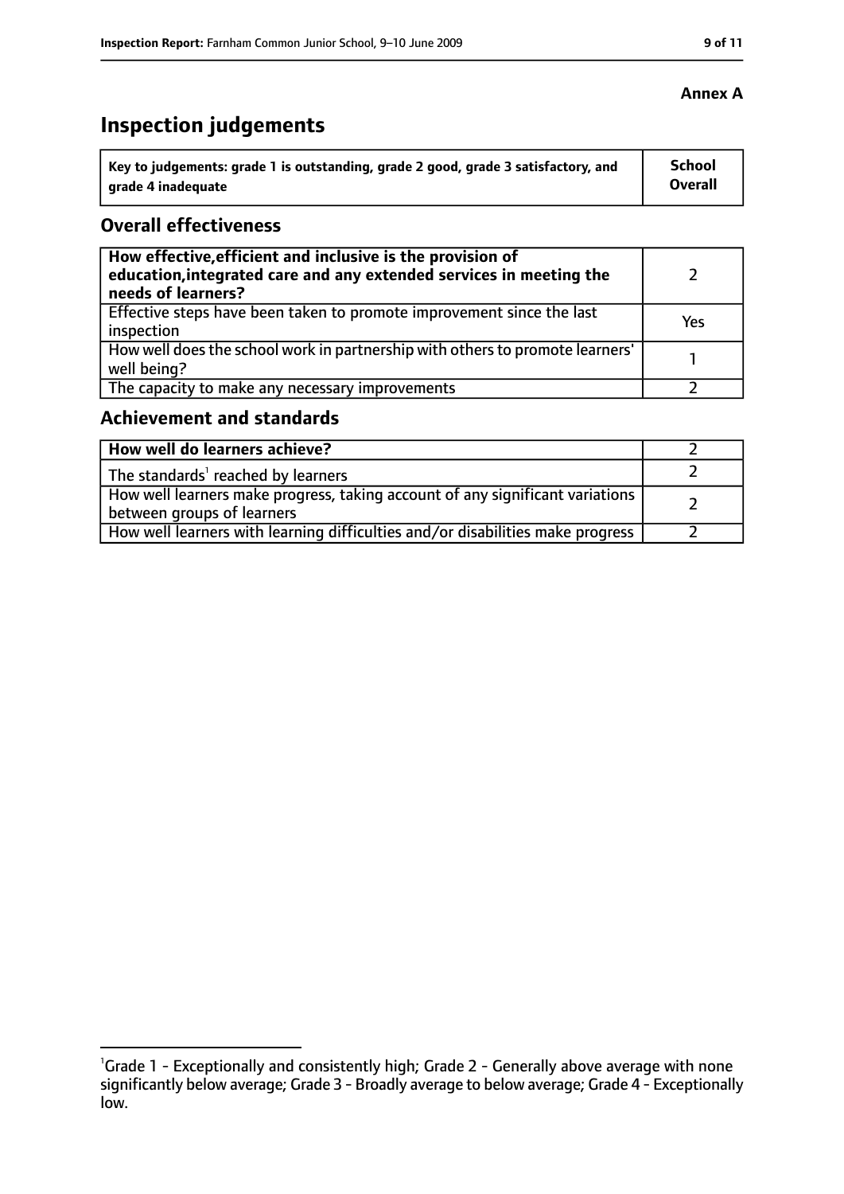**Annex A**

# Inspection judgements

| Key to judgements: grade 1 is outstanding, grade 2 good, grade 3 satisfactory, and grade 4 inadequate | School Overall |
|---|---|

## Overall effectiveness

| | |
|---|---|
| **How effective, efficient and inclusive is the provision of education, integrated care and any extended services in meeting the needs of learners?** | 2 |
| Effective steps have been taken to promote improvement since the last inspection | Yes |
| How well does the school work in partnership with others to promote learners' well being? | 1 |
| The capacity to make any necessary improvements | 2 |

## Achievement and standards

| | |
|---|---|
| **How well do learners achieve?** | 2 |
| The standards[1] reached by learners | 2 |
| How well learners make progress, taking account of any significant variations between groups of learners | 2 |
| How well learners with learning difficulties and/or disabilities make progress | 2 |

[1]Grade 1 - Exceptionally and consistently high; Grade 2 - Generally above average with none significantly below average; Grade 3 - Broadly average to below average; Grade 4 - Exceptionally low.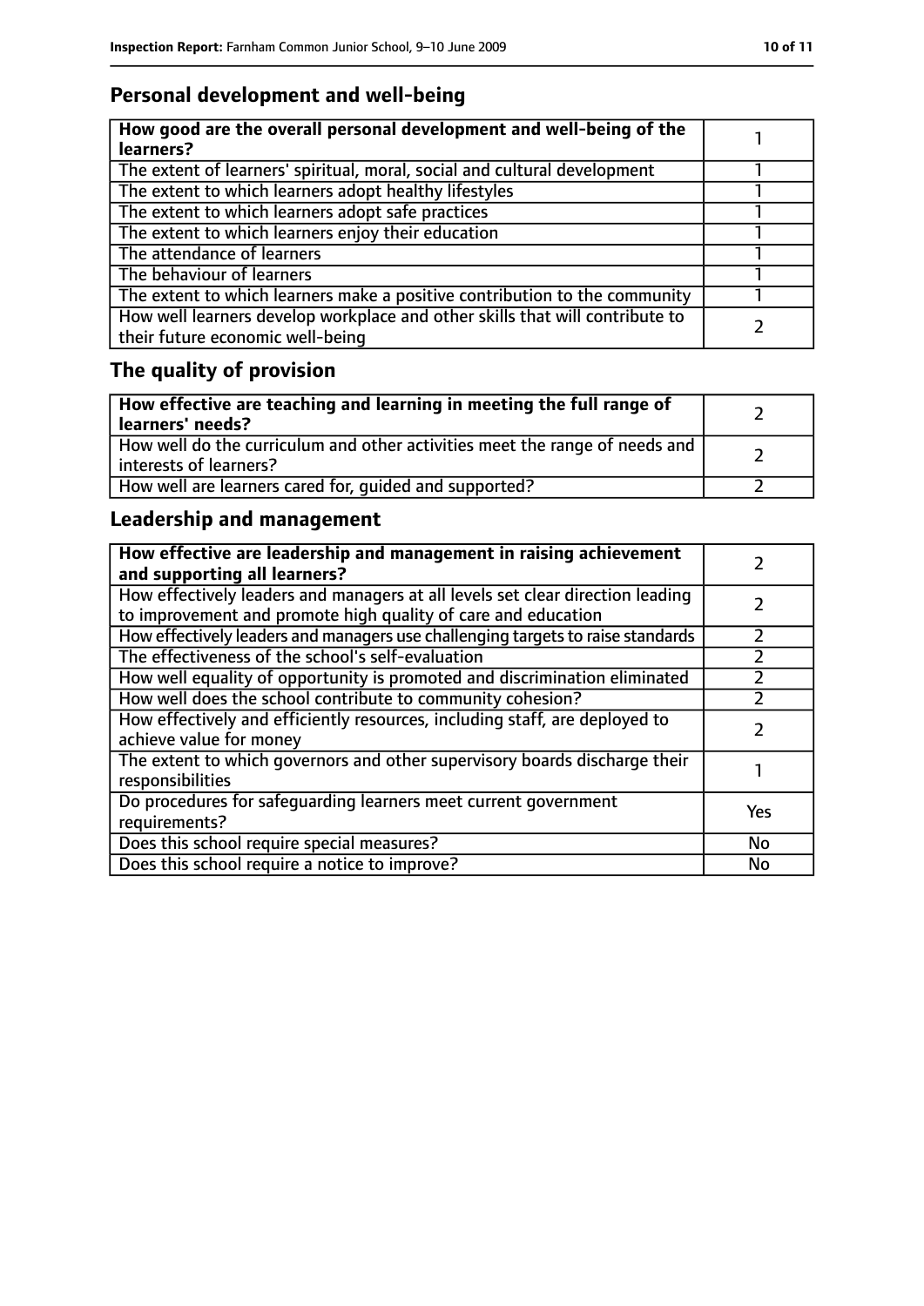## Personal development and well-being

| How good are the overall personal development and well-being of the learners? | 1 |
|---|---|
| The extent of learners' spiritual, moral, social and cultural development | 1 |
| The extent to which learners adopt healthy lifestyles | 1 |
| The extent to which learners adopt safe practices | 1 |
| The extent to which learners enjoy their education | 1 |
| The attendance of learners | 1 |
| The behaviour of learners | 1 |
| The extent to which learners make a positive contribution to the community | 1 |
| How well learners develop workplace and other skills that will contribute to their future economic well-being | 2 |

## The quality of provision

| How effective are teaching and learning in meeting the full range of learners' needs? | 2 |
|---|---|
| How well do the curriculum and other activities meet the range of needs and interests of learners? | 2 |
| How well are learners cared for, guided and supported? | 2 |

## Leadership and management

| How effective are leadership and management in raising achievement and supporting all learners? | 2 |
|---|---|
| How effectively leaders and managers at all levels set clear direction leading to improvement and promote high quality of care and education | 2 |
| How effectively leaders and managers use challenging targets to raise standards | 2 |
| The effectiveness of the school's self-evaluation | 2 |
| How well equality of opportunity is promoted and discrimination eliminated | 2 |
| How well does the school contribute to community cohesion? | 2 |
| How effectively and efficiently resources, including staff, are deployed to achieve value for money | 2 |
| The extent to which governors and other supervisory boards discharge their responsibilities | 1 |
| Do procedures for safeguarding learners meet current government requirements? | Yes |
| Does this school require special measures? | No |
| Does this school require a notice to improve? | No |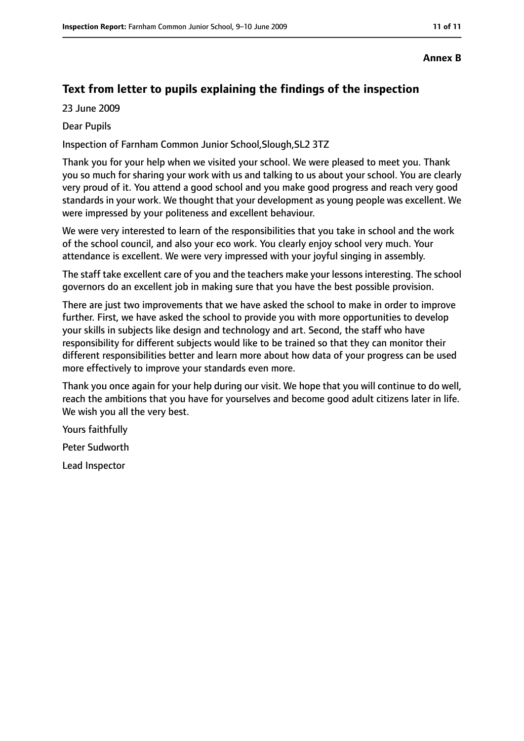**Annex B**

## Text from letter to pupils explaining the findings of the inspection

23 June 2009

Dear Pupils

Inspection of Farnham Common Junior School,Slough,SL2 3TZ

Thank you for your help when we visited your school. We were pleased to meet you. Thank you so much for sharing your work with us and talking to us about your school. You are clearly very proud of it. You attend a good school and you make good progress and reach very good standards in your work. We thought that your development as young people was excellent. We were impressed by your politeness and excellent behaviour.

We were very interested to learn of the responsibilities that you take in school and the work of the school council, and also your eco work. You clearly enjoy school very much. Your attendance is excellent. We were very impressed with your joyful singing in assembly.

The staff take excellent care of you and the teachers make your lessons interesting. The school governors do an excellent job in making sure that you have the best possible provision.

There are just two improvements that we have asked the school to make in order to improve further. First, we have asked the school to provide you with more opportunities to develop your skills in subjects like design and technology and art. Second, the staff who have responsibility for different subjects would like to be trained so that they can monitor their different responsibilities better and learn more about how data of your progress can be used more effectively to improve your standards even more.

Thank you once again for your help during our visit. We hope that you will continue to do well, reach the ambitions that you have for yourselves and become good adult citizens later in life. We wish you all the very best.

Yours faithfully

Peter Sudworth

Lead Inspector